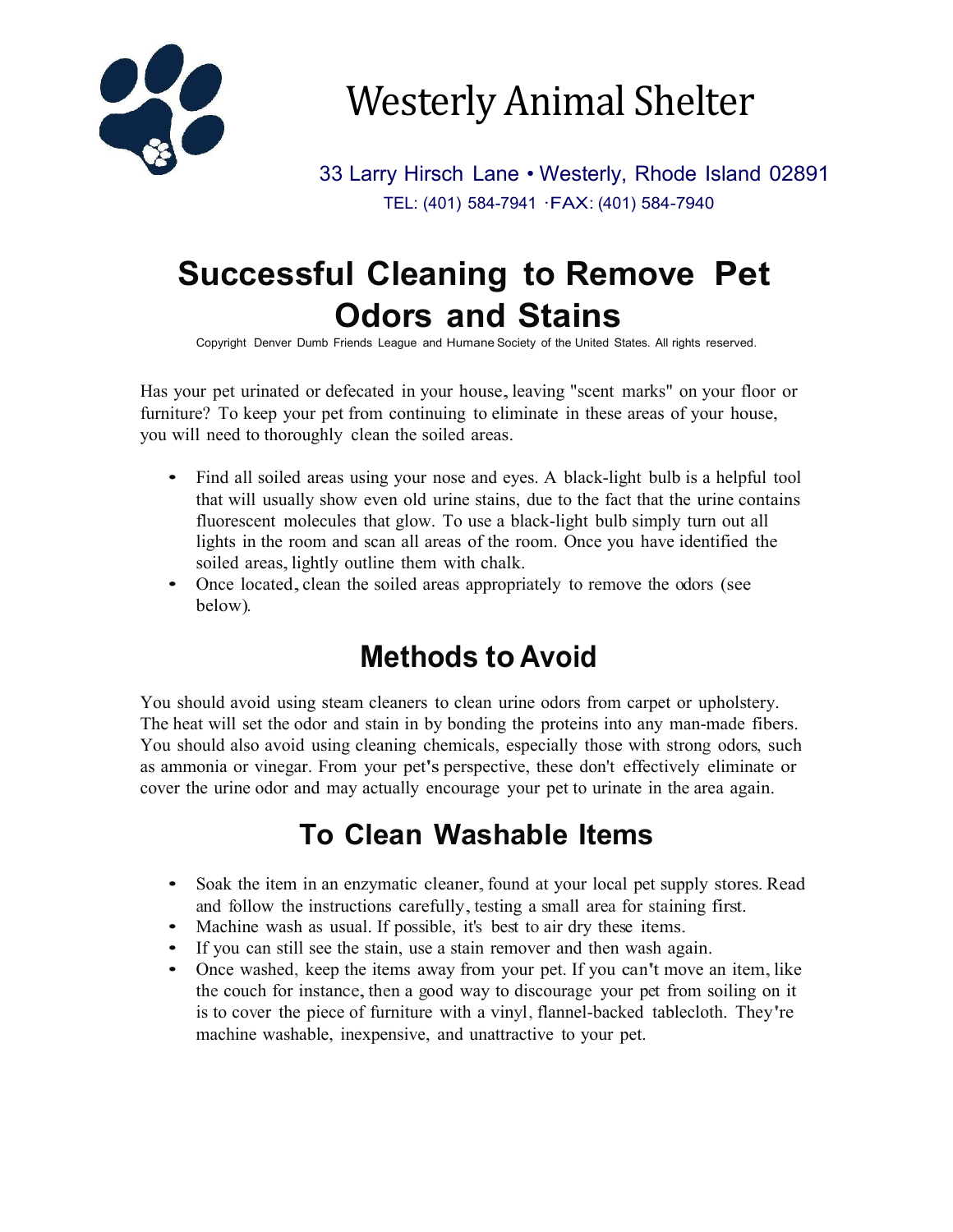# Westerly Animal Shelter

33 Larry Hirsch Lane • Westerly, Rhode Island 02891
TEL: (401) 584-7941 ·FAX: (401) 584-7940

# Successful Cleaning to Remove Pet Odors and Stains

Copyright Denver Dumb Friends League and Humane Society of the United States. All rights reserved.

Has your pet urinated or defecated in your house, leaving "scent marks" on your floor or furniture? To keep your pet from continuing to eliminate in these areas of your house, you will need to thoroughly clean the soiled areas.

- Find all soiled areas using your nose and eyes. A black-light bulb is a helpful tool that will usually show even old urine stains, due to the fact that the urine contains fluorescent molecules that glow. To use a black-light bulb simply turn out all lights in the room and scan all areas of the room. Once you have identified the soiled areas, lightly outline them with chalk.
- Once located, clean the soiled areas appropriately to remove the odors (see below).

## Methods to Avoid

You should avoid using steam cleaners to clean urine odors from carpet or upholstery. The heat will set the odor and stain in by bonding the proteins into any man-made fibers. You should also avoid using cleaning chemicals, especially those with strong odors, such as ammonia or vinegar. From your pet's perspective, these don't effectively eliminate or cover the urine odor and may actually encourage your pet to urinate in the area again.

## To Clean Washable Items

- Soak the item in an enzymatic cleaner, found at your local pet supply stores. Read and follow the instructions carefully, testing a small area for staining first.
- Machine wash as usual. If possible, it's best to air dry these items.
- If you can still see the stain, use a stain remover and then wash again.
- Once washed, keep the items away from your pet. If you can't move an item, like the couch for instance, then a good way to discourage your pet from soiling on it is to cover the piece of furniture with a vinyl, flannel-backed tablecloth. They're machine washable, inexpensive, and unattractive to your pet.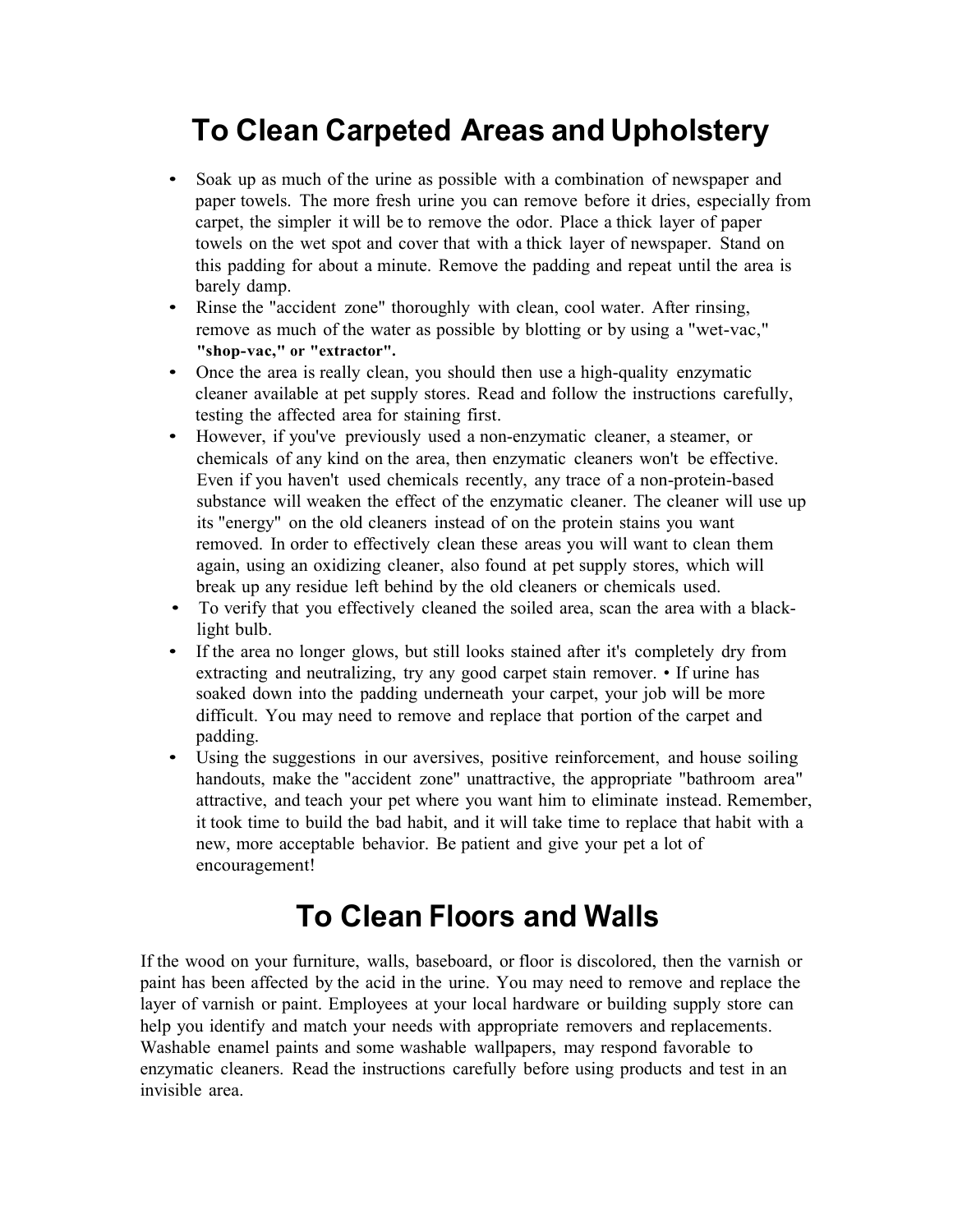# To Clean Carpeted Areas and Upholstery

- Soak up as much of the urine as possible with a combination of newspaper and paper towels. The more fresh urine you can remove before it dries, especially from carpet, the simpler it will be to remove the odor. Place a thick layer of paper towels on the wet spot and cover that with a thick layer of newspaper. Stand on this padding for about a minute. Remove the padding and repeat until the area is barely damp.
- Rinse the "accident zone" thoroughly with clean, cool water. After rinsing, remove as much of the water as possible by blotting or by using a "wet-vac," **"shop-vac," or "extractor".**
- Once the area is really clean, you should then use a high-quality enzymatic cleaner available at pet supply stores. Read and follow the instructions carefully, testing the affected area for staining first.
- However, if you've previously used a non-enzymatic cleaner, a steamer, or chemicals of any kind on the area, then enzymatic cleaners won't be effective. Even if you haven't used chemicals recently, any trace of a non-protein-based substance will weaken the effect of the enzymatic cleaner. The cleaner will use up its "energy" on the old cleaners instead of on the protein stains you want removed. In order to effectively clean these areas you will want to clean them again, using an oxidizing cleaner, also found at pet supply stores, which will break up any residue left behind by the old cleaners or chemicals used.
- To verify that you effectively cleaned the soiled area, scan the area with a black-light bulb.
- If the area no longer glows, but still looks stained after it's completely dry from extracting and neutralizing, try any good carpet stain remover. • If urine has soaked down into the padding underneath your carpet, your job will be more difficult. You may need to remove and replace that portion of the carpet and padding.
- Using the suggestions in our aversives, positive reinforcement, and house soiling handouts, make the "accident zone" unattractive, the appropriate "bathroom area" attractive, and teach your pet where you want him to eliminate instead. Remember, it took time to build the bad habit, and it will take time to replace that habit with a new, more acceptable behavior. Be patient and give your pet a lot of encouragement!

# To Clean Floors and Walls

If the wood on your furniture, walls, baseboard, or floor is discolored, then the varnish or paint has been affected by the acid in the urine. You may need to remove and replace the layer of varnish or paint. Employees at your local hardware or building supply store can help you identify and match your needs with appropriate removers and replacements. Washable enamel paints and some washable wallpapers, may respond favorable to enzymatic cleaners. Read the instructions carefully before using products and test in an invisible area.